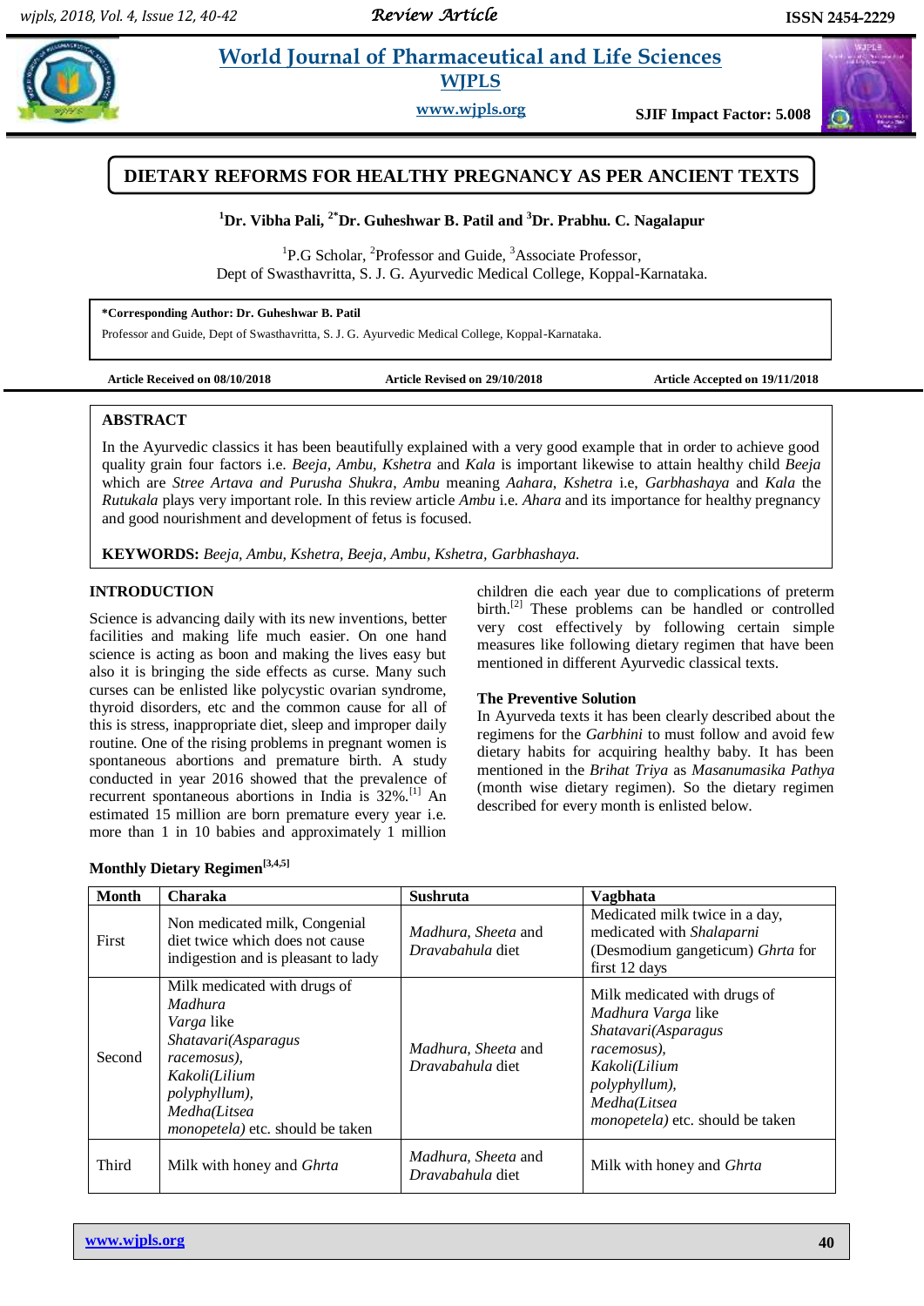# DIETARY REFORMS FOR HEALTHY PREGNANCY AS PER ANCIENT TEXTS

**[1]Dr. Vibha Pali, [2*]Dr. Guheshwar B. Patil and [3]Dr. Prabhu. C. Nagalapur**

[1]P.G Scholar, [2]Professor and Guide, [3]Associate Professor,
Dept of Swasthavritta, S. J. G. Ayurvedic Medical College, Koppal-Karnataka.

**\*Corresponding Author: Dr. Guheshwar B. Patil**
Professor and Guide, Dept of Swasthavritta, S. J. G. Ayurvedic Medical College, Koppal-Karnataka.

**Article Received on 08/10/2018** **Article Revised on 29/10/2018** **Article Accepted on 19/11/2018**

## ABSTRACT

In the Ayurvedic classics it has been beautifully explained with a very good example that in order to achieve good quality grain four factors i.e. *Beeja, Ambu, Kshetra* and *Kala* is important likewise to attain healthy child *Beeja* which are *Stree Artava and Purusha Shukra*, *Ambu* meaning *Aahara*, *Kshetra* i.e, *Garbhashaya* and *Kala* the *Rutukala* plays very important role. In this review article *Ambu* i.e. *Ahara* and its importance for healthy pregnancy and good nourishment and development of fetus is focused.

**KEYWORDS:** *Beeja, Ambu, Kshetra, Beeja, Ambu, Kshetra, Garbhashaya.*

## INTRODUCTION

Science is advancing daily with its new inventions, better facilities and making life much easier. On one hand science is acting as boon and making the lives easy but also it is bringing the side effects as curse. Many such curses can be enlisted like polycystic ovarian syndrome, thyroid disorders, etc and the common cause for all of this is stress, inappropriate diet, sleep and improper daily routine. One of the rising problems in pregnant women is spontaneous abortions and premature birth. A study conducted in year 2016 showed that the prevalence of recurrent spontaneous abortions in India is 32%.[1] An estimated 15 million are born premature every year i.e. more than 1 in 10 babies and approximately 1 million children die each year due to complications of preterm birth.[2] These problems can be handled or controlled very cost effectively by following certain simple measures like following dietary regimen that have been mentioned in different Ayurvedic classical texts.

### The Preventive Solution

In Ayurveda texts it has been clearly described about the regimens for the *Garbhini* to must follow and avoid few dietary habits for acquiring healthy baby. It has been mentioned in the *Brihat Triya* as *Masanumasika Pathya* (month wise dietary regimen). So the dietary regimen described for every month is enlisted below.

**Monthly Dietary Regimen[3,4,5]**

| Month | Charaka | Sushruta | Vagbhata |
|---|---|---|---|
| First | Non medicated milk, Congenial diet twice which does not cause indigestion and is pleasant to lady | *Madhura, Sheeta* and *Dravabahula* diet | Medicated milk twice in a day, medicated with *Shalaparni* (Desmodium gangeticum) *Ghrta* for first 12 days |
| Second | Milk medicated with drugs of *Madhura Varga* like *Shatavari(Asparagus racemosus), Kakoli(Lilium polyphyllum), Medha(Litsea monopetela)* etc. should be taken | *Madhura, Sheeta* and *Dravabahula* diet | Milk medicated with drugs of *Madhura Varga* like *Shatavari(Asparagus racemosus), Kakoli(Lilium polyphyllum), Medha(Litsea monopetela)* etc. should be taken |
| Third | Milk with honey and *Ghrta* | *Madhura, Sheeta* and *Dravabahula* diet | Milk with honey and *Ghrta* |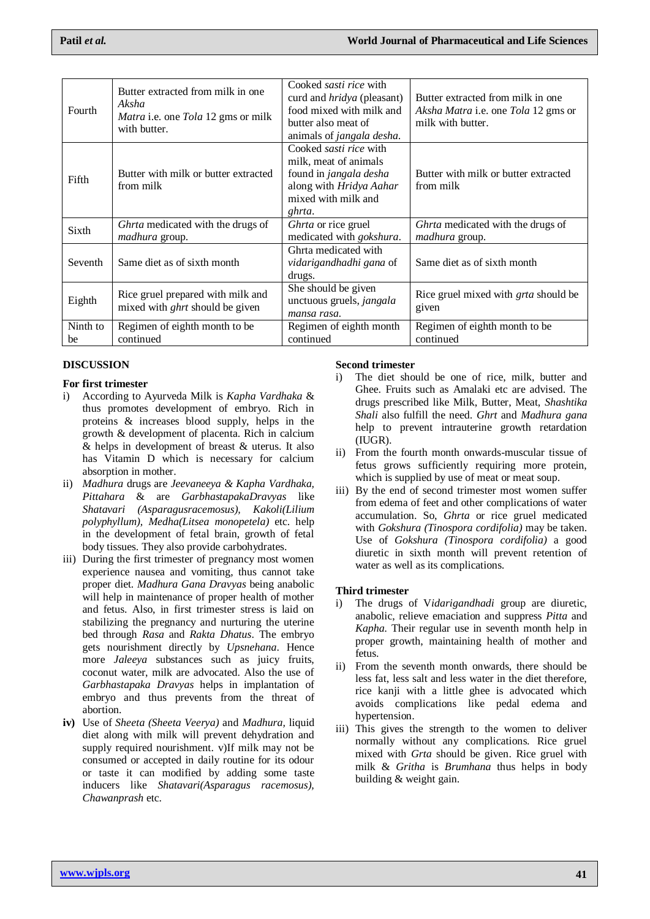| Fourth | Butter extracted from milk in one *Aksha Matra* i.e. one *Tola* 12 gms or milk with butter. | Cooked *sasti rice* with curd and *hridya* (pleasant) food mixed with milk and butter also meat of animals of *jangala desha*. | Butter extracted from milk in one *Aksha Matra* i.e. one *Tola* 12 gms or milk with butter. |
|---|---|---|---|
| Fifth | Butter with milk or butter extracted from milk | Cooked *sasti rice* with milk, meat of animals found in *jangala desha* along with *Hridya Aahar* mixed with milk and *ghrta*. | Butter with milk or butter extracted from milk |
| Sixth | *Ghrta* medicated with the drugs of *madhura* group. | *Ghrta* or rice gruel medicated with *gokshura*. | *Ghrta* medicated with the drugs of *madhura* group. |
| Seventh | Same diet as of sixth month | Ghrta medicated with *vidarigandhadhi gana* of drugs. | Same diet as of sixth month |
| Eighth | Rice gruel prepared with milk and mixed with *ghrt* should be given | She should be given unctuous gruels, *jangala mansa rasa*. | Rice gruel mixed with *grta* should be given |
| Ninth to be | Regimen of eighth month to be continued | Regimen of eighth month continued | Regimen of eighth month to be continued |

**DISCUSSION**

**For first trimester**

i) According to Ayurveda Milk is *Kapha Vardhaka* & thus promotes development of embryo. Rich in proteins & increases blood supply, helps in the growth & development of placenta. Rich in calcium & helps in development of breast & uterus. It also has Vitamin D which is necessary for calcium absorption in mother.

ii) *Madhura* drugs are *Jeevaneeya & Kapha Vardhaka, Pittahara* & are *GarbhastapakaDravyas* like *Shatavari (Asparagusracemosus), Kakoli(Lilium polyphyllum), Medha(Litsea monopetela)* etc. help in the development of fetal brain, growth of fetal body tissues. They also provide carbohydrates.

iii) During the first trimester of pregnancy most women experience nausea and vomiting, thus cannot take proper diet. *Madhura Gana Dravyas* being anabolic will help in maintenance of proper health of mother and fetus. Also, in first trimester stress is laid on stabilizing the pregnancy and nurturing the uterine bed through *Rasa* and *Rakta Dhatus*. The embryo gets nourishment directly by *Upsnehana*. Hence more *Jaleeya* substances such as juicy fruits, coconut water, milk are advocated. Also the use of *Garbhastapaka Dravyas* helps in implantation of embryo and thus prevents from the threat of abortion.

**iv)** Use of *Sheeta (Sheeta Veerya)* and *Madhura,* liquid diet along with milk will prevent dehydration and supply required nourishment. v)If milk may not be consumed or accepted in daily routine for its odour or taste it can modified by adding some taste inducers like *Shatavari(Asparagus racemosus), Chawanprash* etc.

**Second trimester**

i) The diet should be one of rice, milk, butter and Ghee. Fruits such as Amalaki etc are advised. The drugs prescribed like Milk, Butter, Meat, *Shashtika Shali* also fulfill the need. *Ghrt* and *Madhura gana* help to prevent intrauterine growth retardation (IUGR).

ii) From the fourth month onwards-muscular tissue of fetus grows sufficiently requiring more protein, which is supplied by use of meat or meat soup.

iii) By the end of second trimester most women suffer from edema of feet and other complications of water accumulation. So, *Ghrta* or rice gruel medicated with *Gokshura (Tinospora cordifolia)* may be taken. Use of *Gokshura (Tinospora cordifolia)* a good diuretic in sixth month will prevent retention of water as well as its complications.

**Third trimester**

i) The drugs of V*idarigandhadi* group are diuretic, anabolic, relieve emaciation and suppress *Pitta* and *Kapha.* Their regular use in seventh month help in proper growth, maintaining health of mother and fetus.

ii) From the seventh month onwards, there should be less fat, less salt and less water in the diet therefore, rice kanji with a little ghee is advocated which avoids complications like pedal edema and hypertension.

iii) This gives the strength to the women to deliver normally without any complications. Rice gruel mixed with *Grta* should be given. Rice gruel with milk & *Gritha* is *Brumhana* thus helps in body building & weight gain.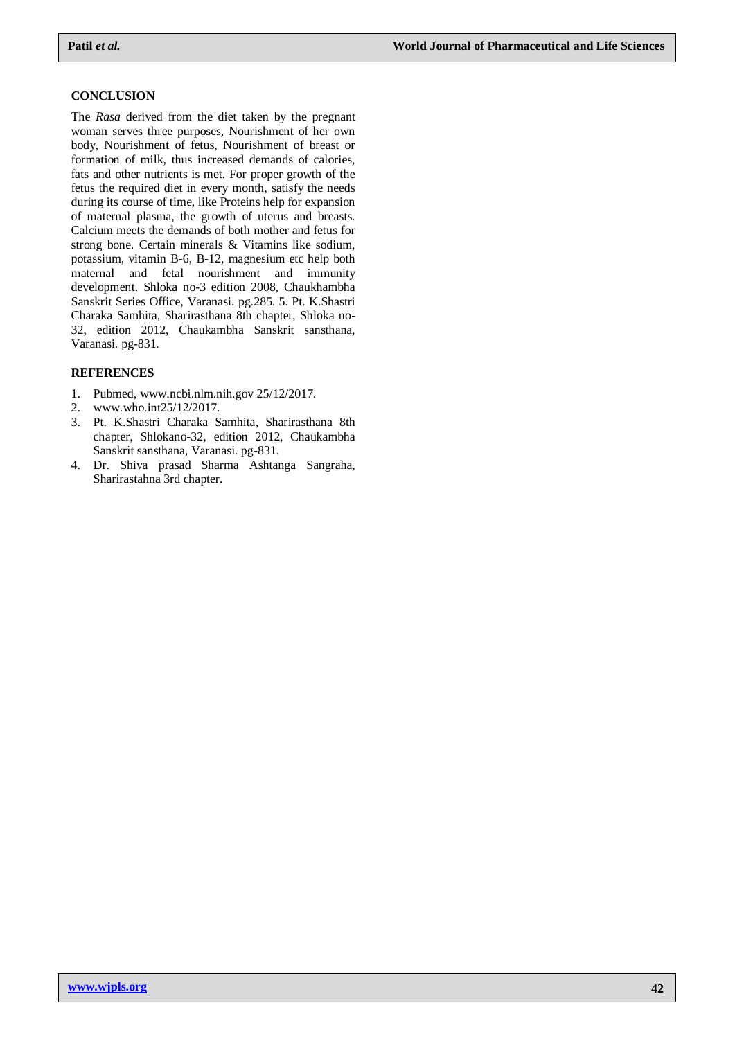## CONCLUSION

The *Rasa* derived from the diet taken by the pregnant woman serves three purposes, Nourishment of her own body, Nourishment of fetus, Nourishment of breast or formation of milk, thus increased demands of calories, fats and other nutrients is met. For proper growth of the fetus the required diet in every month, satisfy the needs during its course of time, like Proteins help for expansion of maternal plasma, the growth of uterus and breasts. Calcium meets the demands of both mother and fetus for strong bone. Certain minerals & Vitamins like sodium, potassium, vitamin B-6, B-12, magnesium etc help both maternal and fetal nourishment and immunity development. Shloka no-3 edition 2008, Chaukhambha Sanskrit Series Office, Varanasi. pg.285. 5. Pt. K.Shastri Charaka Samhita, Sharirasthana 8th chapter, Shloka no-32, edition 2012, Chaukambha Sanskrit sansthana, Varanasi. pg-831.

## REFERENCES

1. Pubmed, www.ncbi.nlm.nih.gov 25/12/2017.
2. www.who.int25/12/2017.
3. Pt. K.Shastri Charaka Samhita, Sharirasthana 8th chapter, Shlokano-32, edition 2012, Chaukambha Sanskrit sansthana, Varanasi. pg-831.
4. Dr. Shiva prasad Sharma Ashtanga Sangraha, Sharirastahna 3rd chapter.